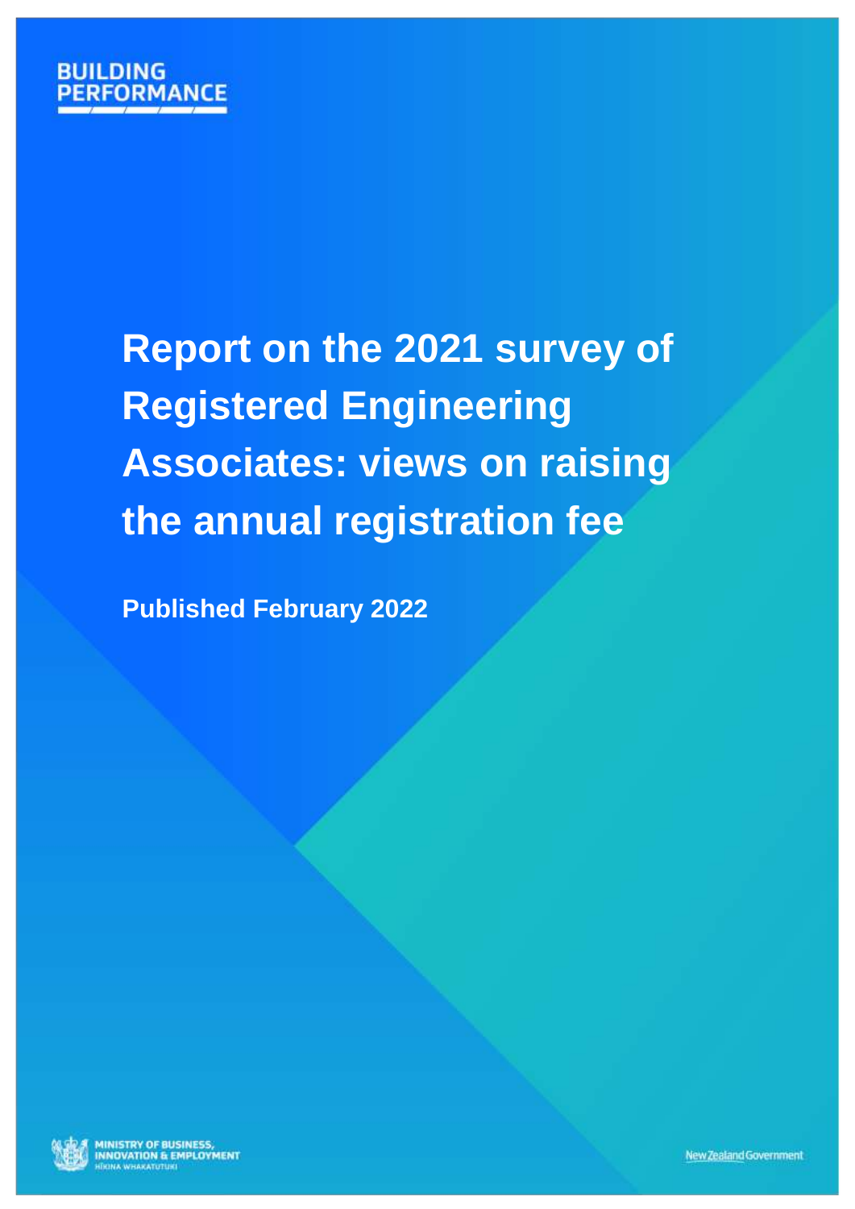BUILDING PERFORMANCE

# Report on the 2021 survey of Registered Engineering Associates: views on raising the annual registration fee

**Published February 2022**

MINISTRY OF BUSINESS, INNOVATION & EMPLOYMENT
HĪKINA WHAKATUTUKI

New Zealand Government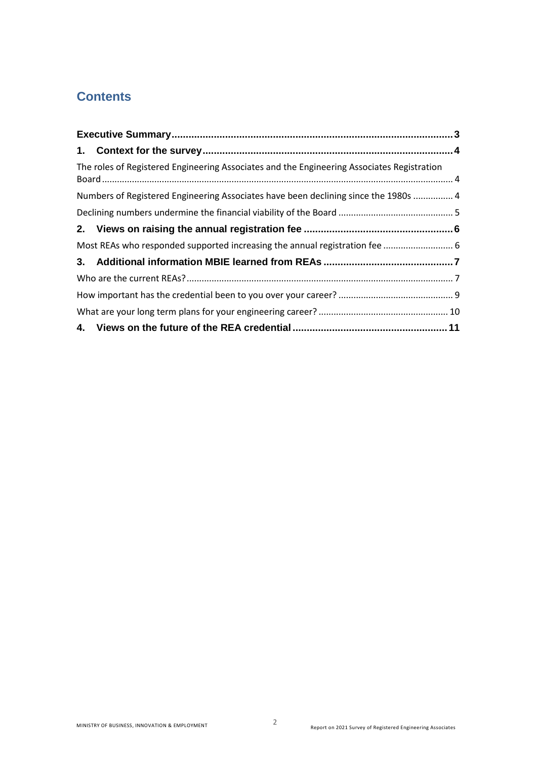## Contents

**Executive Summary** .......... **3**

**1. Context for the survey** .......... **4**

The roles of Registered Engineering Associates and the Engineering Associates Registration Board .......... 4

Numbers of Registered Engineering Associates have been declining since the 1980s .......... 4

Declining numbers undermine the financial viability of the Board .......... 5

**2. Views on raising the annual registration fee** .......... **6**

Most REAs who responded supported increasing the annual registration fee .......... 6

**3. Additional information MBIE learned from REAs** .......... **7**

Who are the current REAs? .......... 7

How important has the credential been to you over your career? .......... 9

What are your long term plans for your engineering career? .......... 10

**4. Views on the future of the REA credential** .......... **11**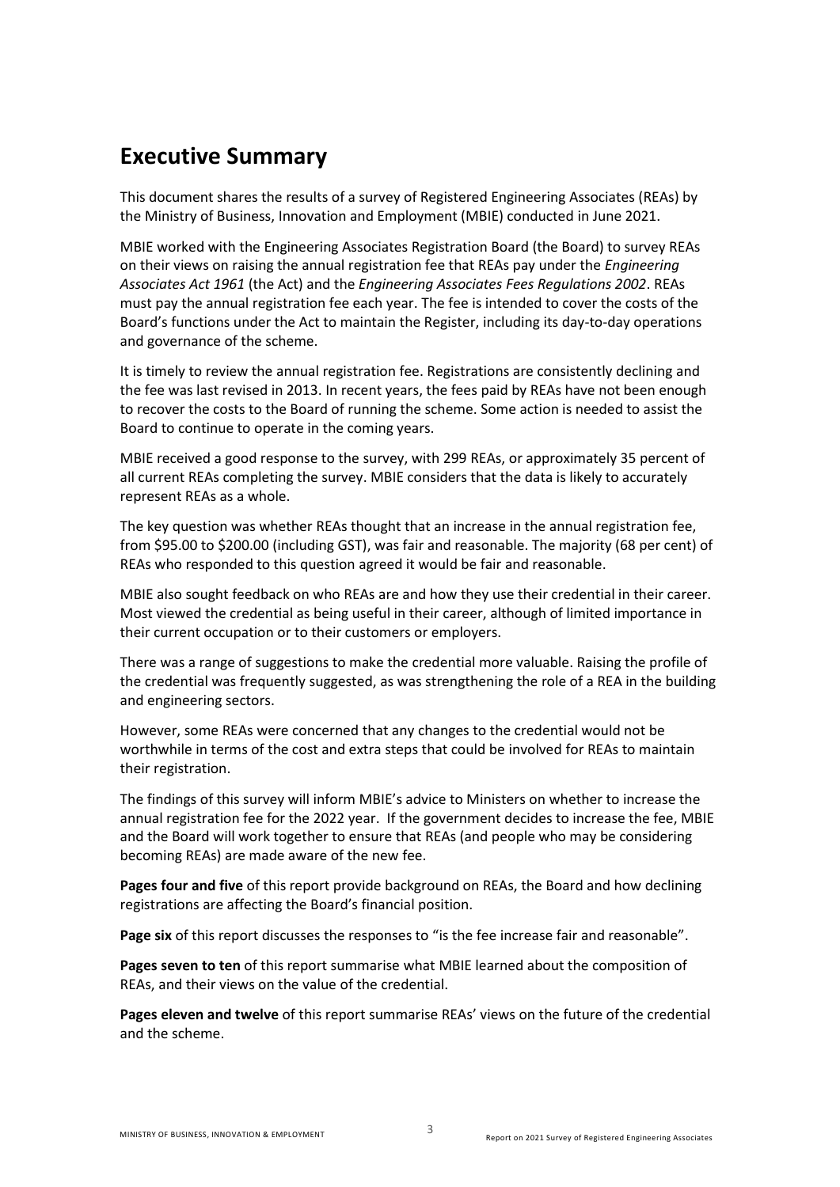# Executive Summary

This document shares the results of a survey of Registered Engineering Associates (REAs) by the Ministry of Business, Innovation and Employment (MBIE) conducted in June 2021.

MBIE worked with the Engineering Associates Registration Board (the Board) to survey REAs on their views on raising the annual registration fee that REAs pay under the *Engineering Associates Act 1961* (the Act) and the *Engineering Associates Fees Regulations 2002*. REAs must pay the annual registration fee each year. The fee is intended to cover the costs of the Board's functions under the Act to maintain the Register, including its day-to-day operations and governance of the scheme.

It is timely to review the annual registration fee. Registrations are consistently declining and the fee was last revised in 2013. In recent years, the fees paid by REAs have not been enough to recover the costs to the Board of running the scheme. Some action is needed to assist the Board to continue to operate in the coming years.

MBIE received a good response to the survey, with 299 REAs, or approximately 35 percent of all current REAs completing the survey. MBIE considers that the data is likely to accurately represent REAs as a whole.

The key question was whether REAs thought that an increase in the annual registration fee, from $95.00 to $200.00 (including GST), was fair and reasonable. The majority (68 per cent) of REAs who responded to this question agreed it would be fair and reasonable.

MBIE also sought feedback on who REAs are and how they use their credential in their career. Most viewed the credential as being useful in their career, although of limited importance in their current occupation or to their customers or employers.

There was a range of suggestions to make the credential more valuable. Raising the profile of the credential was frequently suggested, as was strengthening the role of a REA in the building and engineering sectors.

However, some REAs were concerned that any changes to the credential would not be worthwhile in terms of the cost and extra steps that could be involved for REAs to maintain their registration.

The findings of this survey will inform MBIE's advice to Ministers on whether to increase the annual registration fee for the 2022 year. If the government decides to increase the fee, MBIE and the Board will work together to ensure that REAs (and people who may be considering becoming REAs) are made aware of the new fee.

**Pages four and five** of this report provide background on REAs, the Board and how declining registrations are affecting the Board's financial position.

**Page six** of this report discusses the responses to "is the fee increase fair and reasonable".

**Pages seven to ten** of this report summarise what MBIE learned about the composition of REAs, and their views on the value of the credential.

**Pages eleven and twelve** of this report summarise REAs' views on the future of the credential and the scheme.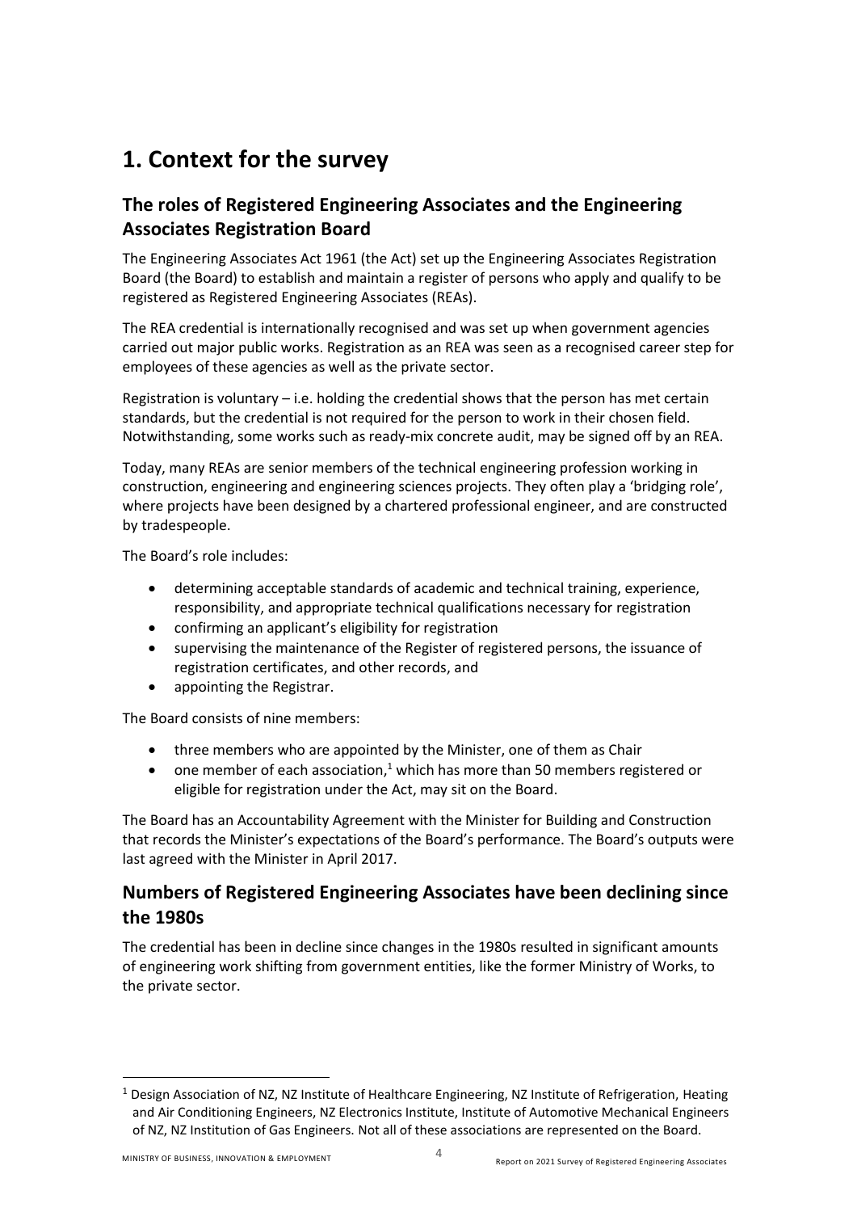# 1. Context for the survey

## The roles of Registered Engineering Associates and the Engineering Associates Registration Board

The Engineering Associates Act 1961 (the Act) set up the Engineering Associates Registration Board (the Board) to establish and maintain a register of persons who apply and qualify to be registered as Registered Engineering Associates (REAs).

The REA credential is internationally recognised and was set up when government agencies carried out major public works. Registration as an REA was seen as a recognised career step for employees of these agencies as well as the private sector.

Registration is voluntary – i.e. holding the credential shows that the person has met certain standards, but the credential is not required for the person to work in their chosen field. Notwithstanding, some works such as ready-mix concrete audit, may be signed off by an REA.

Today, many REAs are senior members of the technical engineering profession working in construction, engineering and engineering sciences projects. They often play a 'bridging role', where projects have been designed by a chartered professional engineer, and are constructed by tradespeople.

The Board's role includes:

- determining acceptable standards of academic and technical training, experience, responsibility, and appropriate technical qualifications necessary for registration
- confirming an applicant's eligibility for registration
- supervising the maintenance of the Register of registered persons, the issuance of registration certificates, and other records, and
- appointing the Registrar.

The Board consists of nine members:

- three members who are appointed by the Minister, one of them as Chair
- one member of each association,[1] which has more than 50 members registered or eligible for registration under the Act, may sit on the Board.

The Board has an Accountability Agreement with the Minister for Building and Construction that records the Minister's expectations of the Board's performance. The Board's outputs were last agreed with the Minister in April 2017.

## Numbers of Registered Engineering Associates have been declining since the 1980s

The credential has been in decline since changes in the 1980s resulted in significant amounts of engineering work shifting from government entities, like the former Ministry of Works, to the private sector.

[1] Design Association of NZ, NZ Institute of Healthcare Engineering, NZ Institute of Refrigeration, Heating and Air Conditioning Engineers, NZ Electronics Institute, Institute of Automotive Mechanical Engineers of NZ, NZ Institution of Gas Engineers. Not all of these associations are represented on the Board.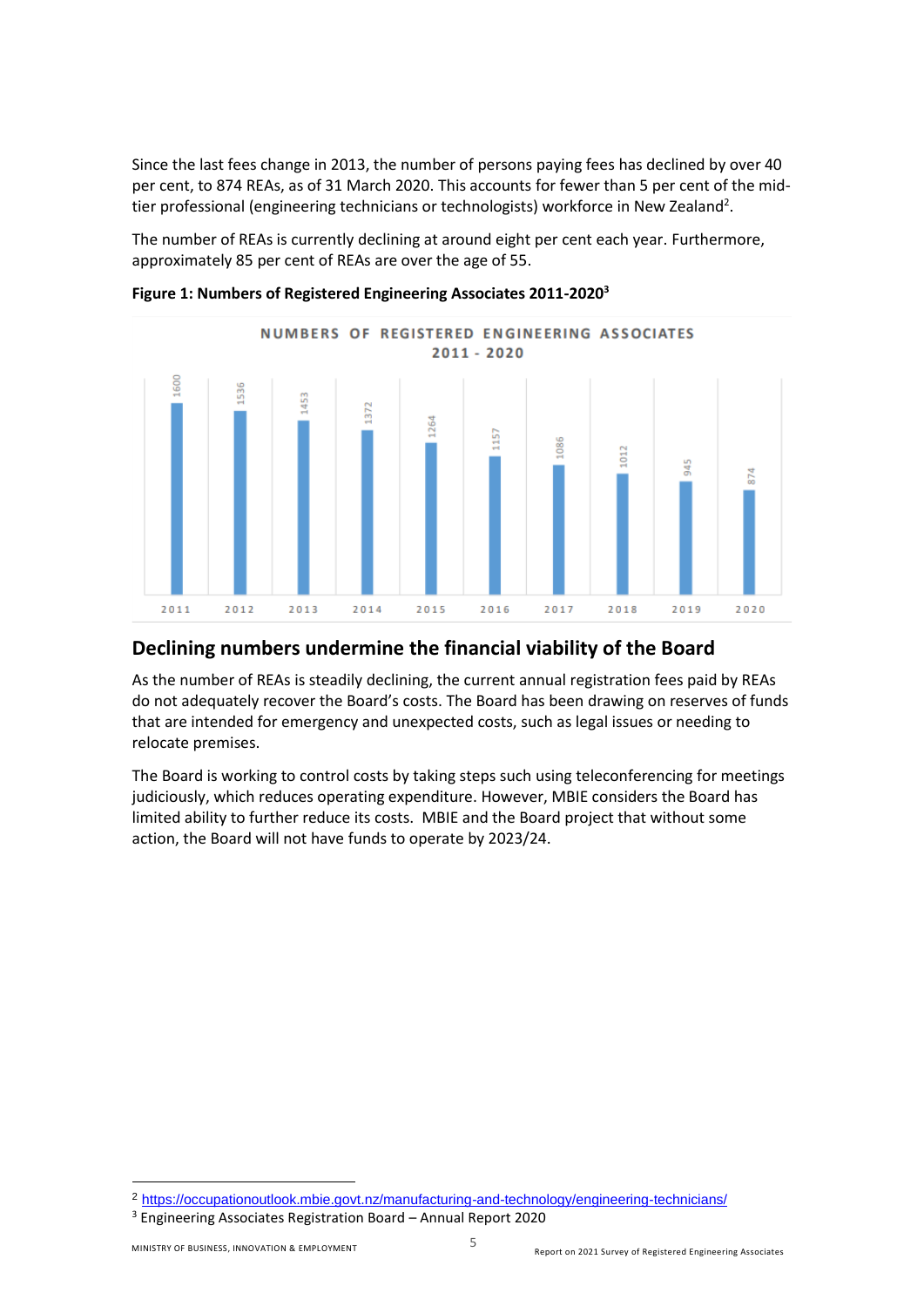Since the last fees change in 2013, the number of persons paying fees has declined by over 40 per cent, to 874 REAs, as of 31 March 2020. This accounts for fewer than 5 per cent of the mid-tier professional (engineering technicians or technologists) workforce in New Zealand[2].

The number of REAs is currently declining at around eight per cent each year. Furthermore, approximately 85 per cent of REAs are over the age of 55.

**Figure 1: Numbers of Registered Engineering Associates 2011-2020[3]**

NUMBERS OF REGISTERED ENGINEERING ASSOCIATES 2011 - 2020

| Year | Number |
|---|---|
| 2011 | 1600 |
| 2012 | 1536 |
| 2013 | 1453 |
| 2014 | 1372 |
| 2015 | 1264 |
| 2016 | 1157 |
| 2017 | 1086 |
| 2018 | 1012 |
| 2019 | 945 |
| 2020 | 874 |

## Declining numbers undermine the financial viability of the Board

As the number of REAs is steadily declining, the current annual registration fees paid by REAs do not adequately recover the Board's costs. The Board has been drawing on reserves of funds that are intended for emergency and unexpected costs, such as legal issues or needing to relocate premises.

The Board is working to control costs by taking steps such using teleconferencing for meetings judiciously, which reduces operating expenditure. However, MBIE considers the Board has limited ability to further reduce its costs. MBIE and the Board project that without some action, the Board will not have funds to operate by 2023/24.

[2] https://occupationoutlook.mbie.govt.nz/manufacturing-and-technology/engineering-technicians/

[3] Engineering Associates Registration Board – Annual Report 2020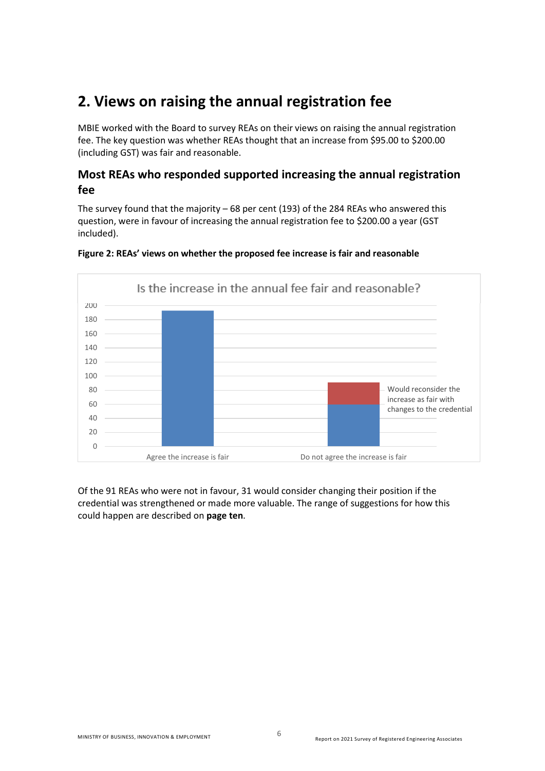## 2. Views on raising the annual registration fee

MBIE worked with the Board to survey REAs on their views on raising the annual registration fee. The key question was whether REAs thought that an increase from $95.00 to $200.00 (including GST) was fair and reasonable.

### Most REAs who responded supported increasing the annual registration fee

The survey found that the majority – 68 per cent (193) of the 284 REAs who answered this question, were in favour of increasing the annual registration fee to $200.00 a year (GST included).

**Figure 2: REAs' views on whether the proposed fee increase is fair and reasonable**

Is the increase in the annual fee fair and reasonable?

Agree the increase is fair

Do not agree the increase is fair

Would reconsider the increase as fair with changes to the credential

Of the 91 REAs who were not in favour, 31 would consider changing their position if the credential was strengthened or made more valuable. The range of suggestions for how this could happen are described on **page ten**.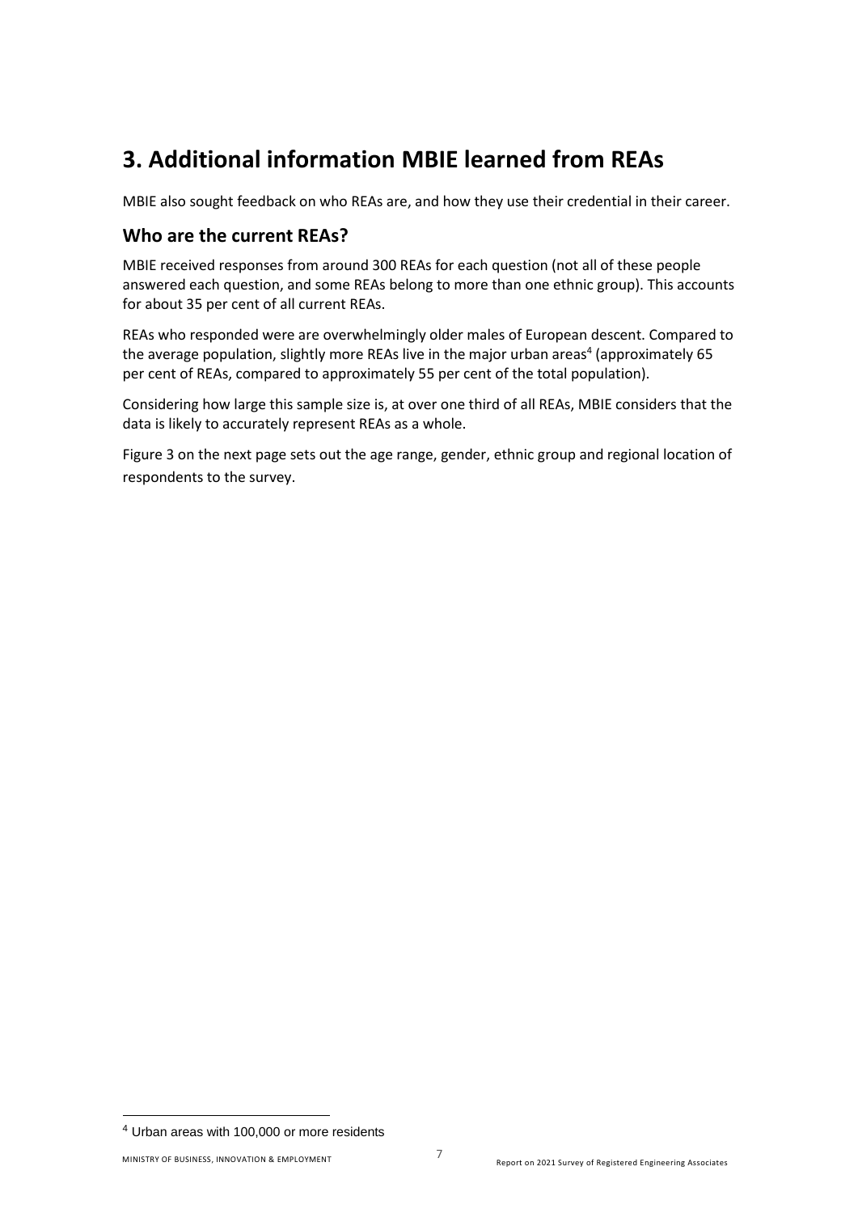# 3. Additional information MBIE learned from REAs

MBIE also sought feedback on who REAs are, and how they use their credential in their career.

## Who are the current REAs?

MBIE received responses from around 300 REAs for each question (not all of these people answered each question, and some REAs belong to more than one ethnic group). This accounts for about 35 per cent of all current REAs.

REAs who responded were are overwhelmingly older males of European descent. Compared to the average population, slightly more REAs live in the major urban areas[4] (approximately 65 per cent of REAs, compared to approximately 55 per cent of the total population).

Considering how large this sample size is, at over one third of all REAs, MBIE considers that the data is likely to accurately represent REAs as a whole.

Figure 3 on the next page sets out the age range, gender, ethnic group and regional location of respondents to the survey.

[4] Urban areas with 100,000 or more residents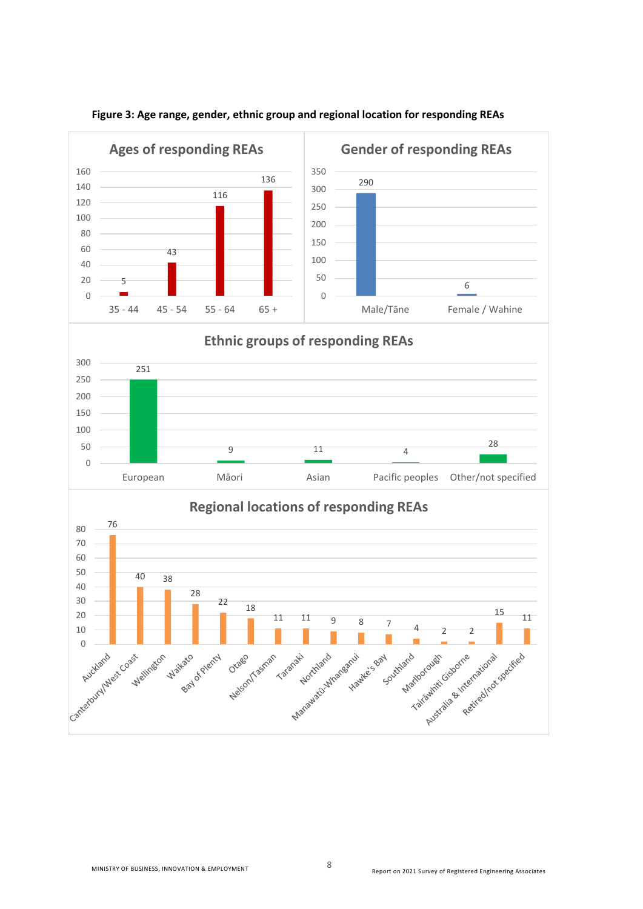**Figure 3: Age range, gender, ethnic group and regional location for responding REAs**

### Ages of responding REAs

| Age | Count |
|---|---|
| 35 - 44 | 5 |
| 45 - 54 | 43 |
| 55 - 64 | 116 |
| 65 + | 136 |

### Gender of responding REAs

| Gender | Count |
|---|---|
| Male/Tāne | 290 |
| Female / Wahine | 6 |

### Ethnic groups of responding REAs

| Ethnic group | Count |
|---|---|
| European | 251 |
| Māori | 9 |
| Asian | 11 |
| Pacific peoples | 4 |
| Other/not specified | 28 |

### Regional locations of responding REAs

| Region | Count |
|---|---|
| Auckland | 76 |
| Canterbury/West Coast | 40 |
| Wellington | 38 |
| Waikato | 28 |
| Bay of Plenty | 22 |
| Otago | 18 |
| Nelson/Tasman | 11 |
| Taranaki | 11 |
| Northland | 9 |
| Manawatū-Whanganui | 8 |
| Hawke's Bay | 7 |
| Southland | 4 |
| Marlborough | 2 |
| Tairāwhiti Gisborne | 2 |
| Australia & International | 15 |
| Retired/not specified | 11 |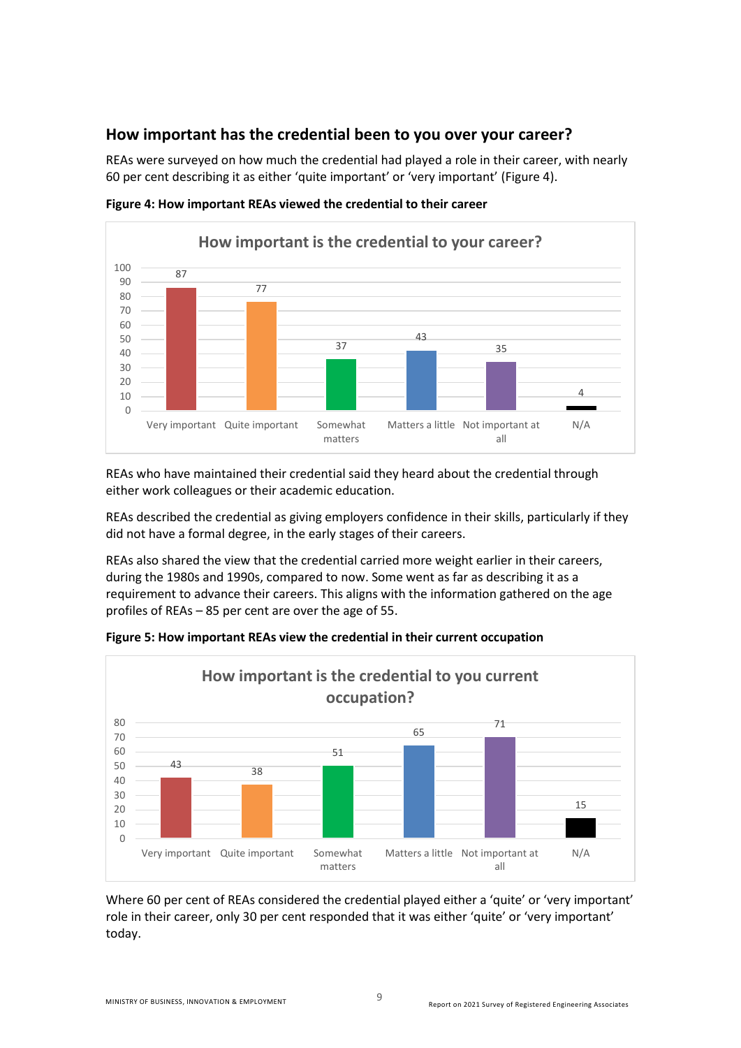## How important has the credential been to you over your career?

REAs were surveyed on how much the credential had played a role in their career, with nearly 60 per cent describing it as either 'quite important' or 'very important' (Figure 4).

**Figure 4: How important REAs viewed the credential to their career**

How important is the credential to your career?

| Response | Count |
|---|---|
| Very important | 87 |
| Quite important | 77 |
| Somewhat matters | 37 |
| Matters a little | 43 |
| Not important at all | 35 |
| N/A | 4 |

REAs who have maintained their credential said they heard about the credential through either work colleagues or their academic education.

REAs described the credential as giving employers confidence in their skills, particularly if they did not have a formal degree, in the early stages of their careers.

REAs also shared the view that the credential carried more weight earlier in their careers, during the 1980s and 1990s, compared to now. Some went as far as describing it as a requirement to advance their careers. This aligns with the information gathered on the age profiles of REAs – 85 per cent are over the age of 55.

**Figure 5: How important REAs view the credential in their current occupation**

How important is the credential to you current occupation?

| Response | Count |
|---|---|
| Very important | 43 |
| Quite important | 38 |
| Somewhat matters | 51 |
| Matters a little | 65 |
| Not important at all | 71 |
| N/A | 15 |

Where 60 per cent of REAs considered the credential played either a 'quite' or 'very important' role in their career, only 30 per cent responded that it was either 'quite' or 'very important' today.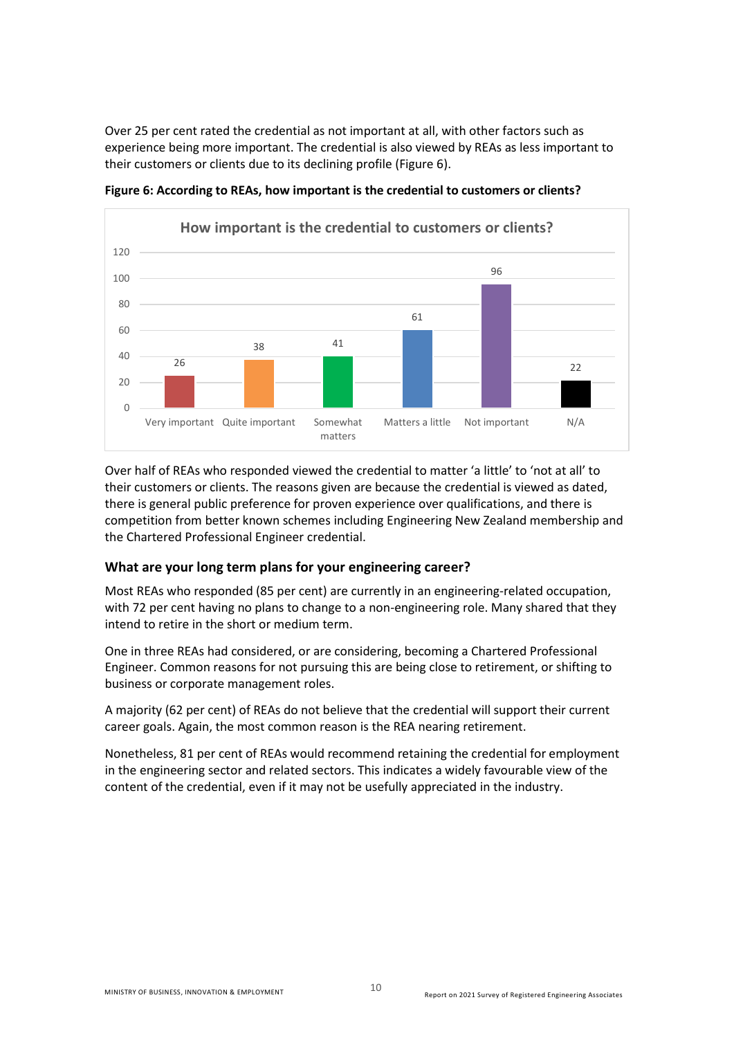Over 25 per cent rated the credential as not important at all, with other factors such as experience being more important. The credential is also viewed by REAs as less important to their customers or clients due to its declining profile (Figure 6).

**Figure 6: According to REAs, how important is the credential to customers or clients?**

| How important is the credential to customers or clients? | |
|---|---|
| Very important | 26 |
| Quite important | 38 |
| Somewhat matters | 41 |
| Matters a little | 61 |
| Not important | 96 |
| N/A | 22 |

Over half of REAs who responded viewed the credential to matter 'a little' to 'not at all' to their customers or clients. The reasons given are because the credential is viewed as dated, there is general public preference for proven experience over qualifications, and there is competition from better known schemes including Engineering New Zealand membership and the Chartered Professional Engineer credential.

### What are your long term plans for your engineering career?

Most REAs who responded (85 per cent) are currently in an engineering-related occupation, with 72 per cent having no plans to change to a non-engineering role. Many shared that they intend to retire in the short or medium term.

One in three REAs had considered, or are considering, becoming a Chartered Professional Engineer. Common reasons for not pursuing this are being close to retirement, or shifting to business or corporate management roles.

A majority (62 per cent) of REAs do not believe that the credential will support their current career goals. Again, the most common reason is the REA nearing retirement.

Nonetheless, 81 per cent of REAs would recommend retaining the credential for employment in the engineering sector and related sectors. This indicates a widely favourable view of the content of the credential, even if it may not be usefully appreciated in the industry.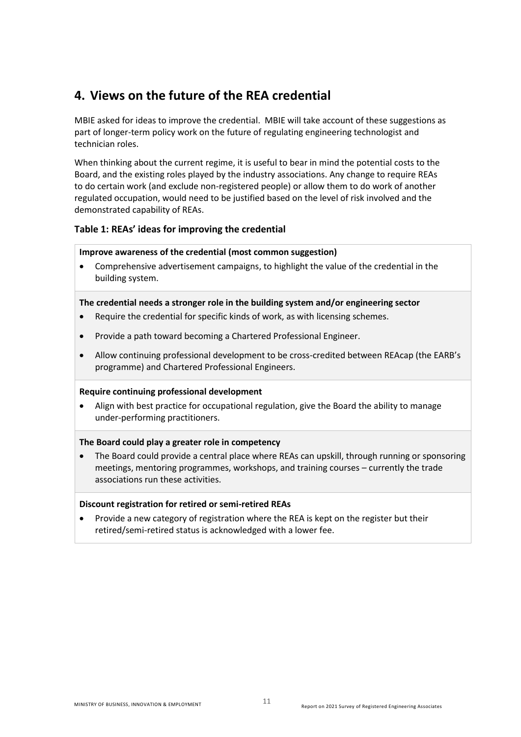## 4. Views on the future of the REA credential

MBIE asked for ideas to improve the credential. MBIE will take account of these suggestions as part of longer-term policy work on the future of regulating engineering technologist and technician roles.

When thinking about the current regime, it is useful to bear in mind the potential costs to the Board, and the existing roles played by the industry associations. Any change to require REAs to do certain work (and exclude non-registered people) or allow them to do work of another regulated occupation, would need to be justified based on the level of risk involved and the demonstrated capability of REAs.

### Table 1: REAs' ideas for improving the credential

**Improve awareness of the credential (most common suggestion)**

- Comprehensive advertisement campaigns, to highlight the value of the credential in the building system.

**The credential needs a stronger role in the building system and/or engineering sector**

- Require the credential for specific kinds of work, as with licensing schemes.
- Provide a path toward becoming a Chartered Professional Engineer.
- Allow continuing professional development to be cross-credited between REAcap (the EARB's programme) and Chartered Professional Engineers.

**Require continuing professional development**

- Align with best practice for occupational regulation, give the Board the ability to manage under-performing practitioners.

**The Board could play a greater role in competency**

- The Board could provide a central place where REAs can upskill, through running or sponsoring meetings, mentoring programmes, workshops, and training courses – currently the trade associations run these activities.

**Discount registration for retired or semi-retired REAs**

- Provide a new category of registration where the REA is kept on the register but their retired/semi-retired status is acknowledged with a lower fee.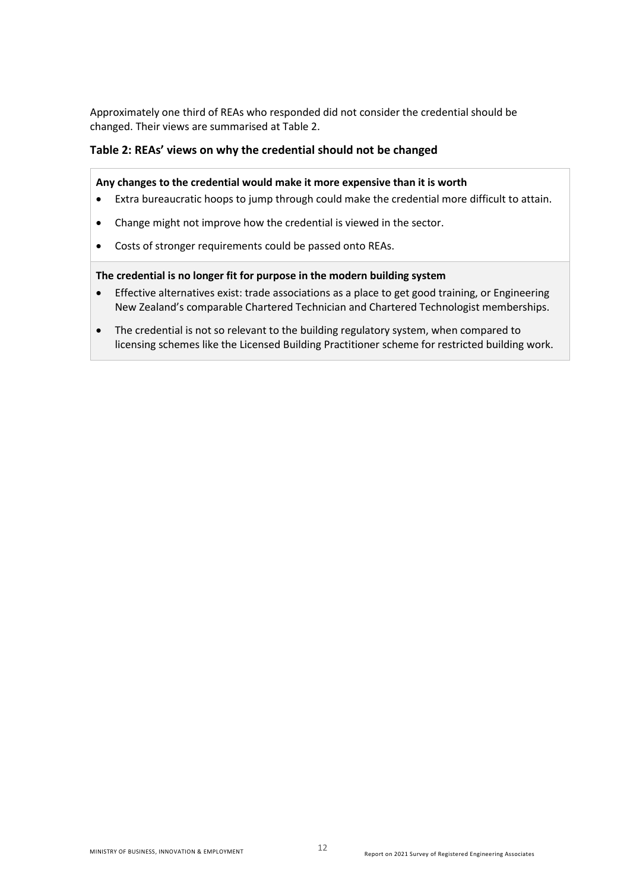Approximately one third of REAs who responded did not consider the credential should be changed. Their views are summarised at Table 2.

### Table 2: REAs' views on why the credential should not be changed

**Any changes to the credential would make it more expensive than it is worth**

- Extra bureaucratic hoops to jump through could make the credential more difficult to attain.
- Change might not improve how the credential is viewed in the sector.
- Costs of stronger requirements could be passed onto REAs.

**The credential is no longer fit for purpose in the modern building system**

- Effective alternatives exist: trade associations as a place to get good training, or Engineering New Zealand's comparable Chartered Technician and Chartered Technologist memberships.
- The credential is not so relevant to the building regulatory system, when compared to licensing schemes like the Licensed Building Practitioner scheme for restricted building work.